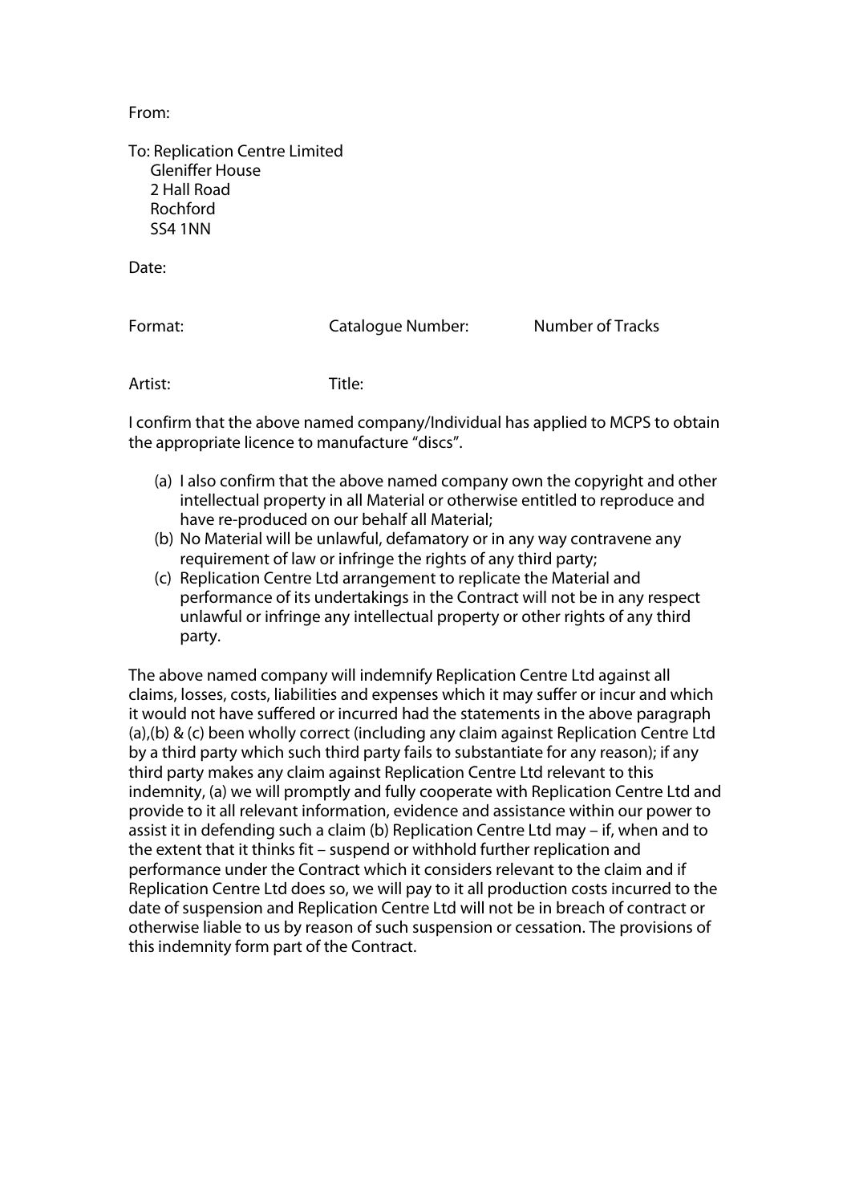From:

To: Replication Centre Limited
Gleniffer House
2 Hall Road
Rochford
SS4 1NN

Date:

Format: Catalogue Number: Number of Tracks

Artist: Title:

I confirm that the above named company/Individual has applied to MCPS to obtain the appropriate licence to manufacture "discs".

(a) I also confirm that the above named company own the copyright and other intellectual property in all Material or otherwise entitled to reproduce and have re-produced on our behalf all Material;
(b) No Material will be unlawful, defamatory or in any way contravene any requirement of law or infringe the rights of any third party;
(c) Replication Centre Ltd arrangement to replicate the Material and performance of its undertakings in the Contract will not be in any respect unlawful or infringe any intellectual property or other rights of any third party.

The above named company will indemnify Replication Centre Ltd against all claims, losses, costs, liabilities and expenses which it may suffer or incur and which it would not have suffered or incurred had the statements in the above paragraph (a),(b) & (c) been wholly correct (including any claim against Replication Centre Ltd by a third party which such third party fails to substantiate for any reason); if any third party makes any claim against Replication Centre Ltd relevant to this indemnity, (a) we will promptly and fully cooperate with Replication Centre Ltd and provide to it all relevant information, evidence and assistance within our power to assist it in defending such a claim (b) Replication Centre Ltd may – if, when and to the extent that it thinks fit – suspend or withhold further replication and performance under the Contract which it considers relevant to the claim and if Replication Centre Ltd does so, we will pay to it all production costs incurred to the date of suspension and Replication Centre Ltd will not be in breach of contract or otherwise liable to us by reason of such suspension or cessation. The provisions of this indemnity form part of the Contract.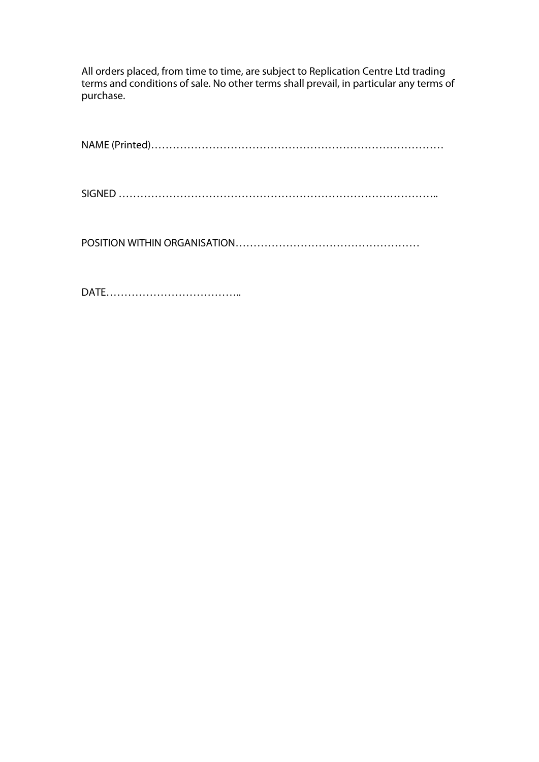All orders placed, from time to time, are subject to Replication Centre Ltd trading terms and conditions of sale. No other terms shall prevail, in particular any terms of purchase.

NAME (Printed)…………………………………………………………………………

SIGNED ……………………………………………………………………………..

POSITION WITHIN ORGANISATION……………………………………………

DATE………………………………..